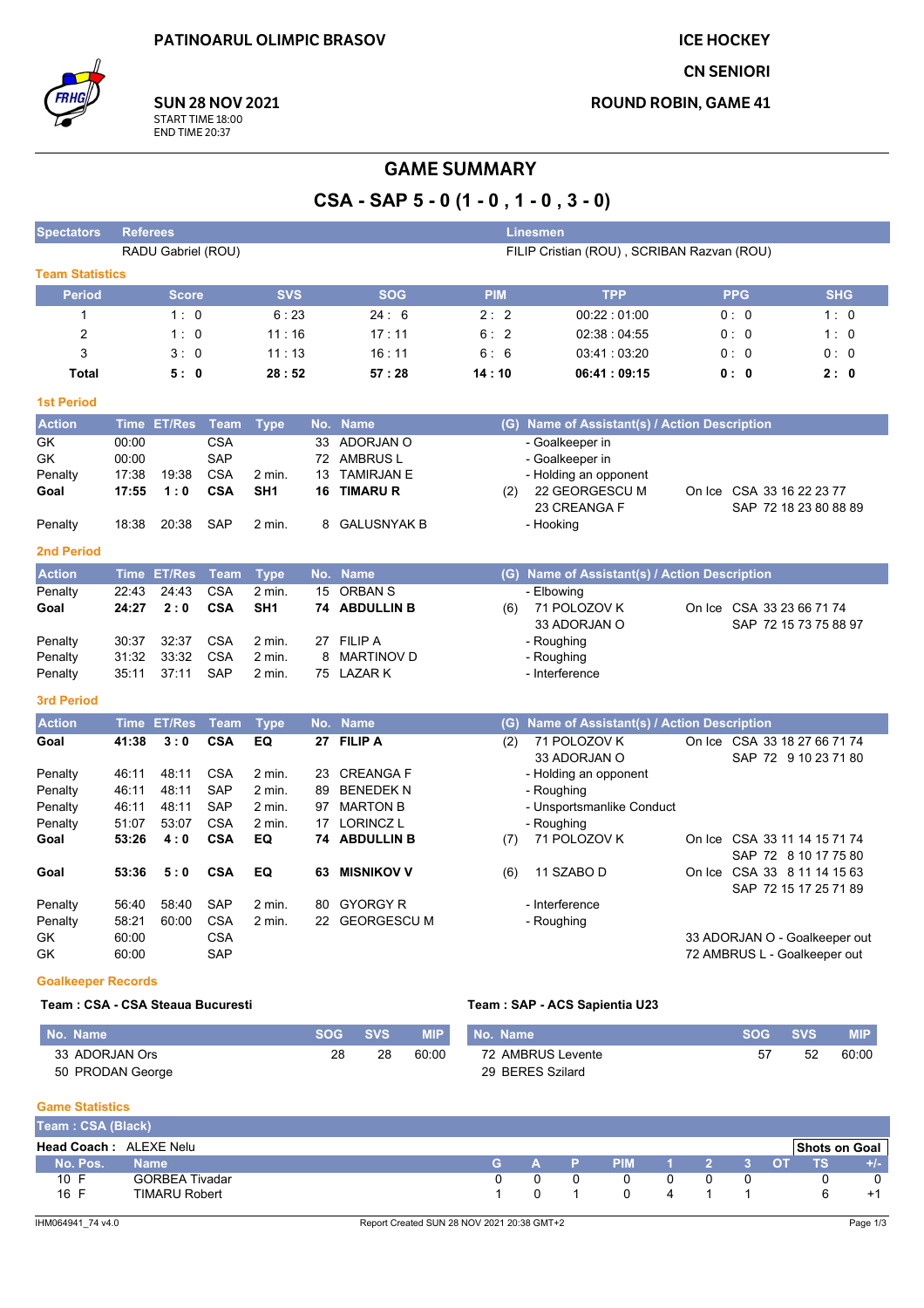PATINOARUL OLIMPIC BRASOV

ICE HOCKEY

CN SENIORI

ROUND ROBIN, GAME 41

**SUN 28 NOV 2021**
START TIME 18:00
END TIME 20:37

# GAME SUMMARY

## CSA - SAP 5 - 0 (1 - 0 , 1 - 0 , 3 - 0)

| Spectators | Referees | Linesmen |
|---|---|---|
| | RADU Gabriel (ROU) | FILIP Cristian (ROU) , SCRIBAN Razvan (ROU) |

### Team Statistics

| Period | Score | SVS | SOG | PIM | TPP | PPG | SHG |
|---|---|---|---|---|---|---|---|
| 1 | 1 : 0 | 6 : 23 | 24 : 6 | 2 : 2 | 00:22 : 01:00 | 0 : 0 | 1 : 0 |
| 2 | 1 : 0 | 11 : 16 | 17 : 11 | 6 : 2 | 02:38 : 04:55 | 0 : 0 | 1 : 0 |
| 3 | 3 : 0 | 11 : 13 | 16 : 11 | 6 : 6 | 03:41 : 03:20 | 0 : 0 | 0 : 0 |
| **Total** | **5 : 0** | **28 : 52** | **57 : 28** | **14 : 10** | **06:41 : 09:15** | **0 : 0** | **2 : 0** |

### 1st Period

| Action | Time | ET/Res | Team | Type | No. | Name | (G) | Name of Assistant(s) / Action Description | On Ice |
|---|---|---|---|---|---|---|---|---|---|
| GK | 00:00 | | CSA | | 33 | ADORJAN O | | - Goalkeeper in | |
| GK | 00:00 | | SAP | | 72 | AMBRUS L | | - Goalkeeper in | |
| Penalty | 17:38 | 19:38 | CSA | 2 min. | 13 | TAMIRJAN E | | - Holding an opponent | |
| **Goal** | **17:55** | **1 : 0** | **CSA** | **SH1** | **16** | **TIMARU R** | (2) | 22 GEORGESCU M, 23 CREANGA F | CSA 33 16 22 23 77; SAP 72 18 23 80 88 89 |
| Penalty | 18:38 | 20:38 | SAP | 2 min. | 8 | GALUSNYAK B | | - Hooking | |

### 2nd Period

| Action | Time | ET/Res | Team | Type | No. | Name | (G) | Name of Assistant(s) / Action Description | On Ice |
|---|---|---|---|---|---|---|---|---|---|
| Penalty | 22:43 | 24:43 | CSA | 2 min. | 15 | ORBAN S | | - Elbowing | |
| **Goal** | **24:27** | **2 : 0** | **CSA** | **SH1** | **74** | **ABDULLIN B** | (6) | 71 POLOZOV K, 33 ADORJAN O | CSA 33 23 66 71 74; SAP 72 15 73 75 88 97 |
| Penalty | 30:37 | 32:37 | CSA | 2 min. | 27 | FILIP A | | - Roughing | |
| Penalty | 31:32 | 33:32 | CSA | 2 min. | 8 | MARTINOV D | | - Roughing | |
| Penalty | 35:11 | 37:11 | SAP | 2 min. | 75 | LAZAR K | | - Interference | |

### 3rd Period

| Action | Time | ET/Res | Team | Type | No. | Name | (G) | Name of Assistant(s) / Action Description | On Ice |
|---|---|---|---|---|---|---|---|---|---|
| **Goal** | **41:38** | **3 : 0** | **CSA** | **EQ** | **27** | **FILIP A** | (2) | 71 POLOZOV K, 33 ADORJAN O | CSA 33 18 27 66 71 74; SAP 72 9 10 23 71 80 |
| Penalty | 46:11 | 48:11 | CSA | 2 min. | 23 | CREANGA F | | - Holding an opponent | |
| Penalty | 46:11 | 48:11 | SAP | 2 min. | 89 | BENEDEK N | | - Roughing | |
| Penalty | 46:11 | 48:11 | SAP | 2 min. | 97 | MARTON B | | - Unsportsmanlike Conduct | |
| Penalty | 51:07 | 53:07 | CSA | 2 min. | 17 | LORINCZ L | | - Roughing | |
| **Goal** | **53:26** | **4 : 0** | **CSA** | **EQ** | **74** | **ABDULLIN B** | (7) | 71 POLOZOV K | CSA 33 11 14 15 71 74; SAP 72 8 10 17 75 80 |
| **Goal** | **53:36** | **5 : 0** | **CSA** | **EQ** | **63** | **MISNIKOV V** | (6) | 11 SZABO D | CSA 33 8 11 14 15 63; SAP 72 15 17 25 71 89 |
| Penalty | 56:40 | 58:40 | SAP | 2 min. | 80 | GYORGY R | | - Interference | |
| Penalty | 58:21 | 60:00 | CSA | 2 min. | 22 | GEORGESCU M | | - Roughing | |
| GK | 60:00 | | CSA | | | | | | 33 ADORJAN O - Goalkeeper out |
| GK | 60:00 | | SAP | | | | | | 72 AMBRUS L - Goalkeeper out |

### Goalkeeper Records

**Team : CSA - CSA Steaua Bucuresti**

| No. Name | SOG | SVS | MIP |
|---|---|---|---|
| 33 ADORJAN Ors | 28 | 28 | 60:00 |
| 50 PRODAN George | | | |

**Team : SAP - ACS Sapientia U23**

| No. Name | SOG | SVS | MIP |
|---|---|---|---|
| 72 AMBRUS Levente | 57 | 52 | 60:00 |
| 29 BERES Szilard | | | |

### Game Statistics

**Team : CSA (Black)**

**Head Coach :** ALEXE Nelu

| No. | Pos. | Name | G | A | P | PIM | 1 | 2 | 3 | OT | TS | +/- |
|---|---|---|---|---|---|---|---|---|---|---|---|---|
| 10 | F | GORBEA Tivadar | 0 | 0 | 0 | 0 | 0 | 0 | 0 | | 0 | 0 |
| 16 | F | TIMARU Robert | 1 | 0 | 1 | 0 | 4 | 1 | 1 | | 6 | +1 |

IHM064941_74 v4.0 — Report Created SUN 28 NOV 2021 20:38 GMT+2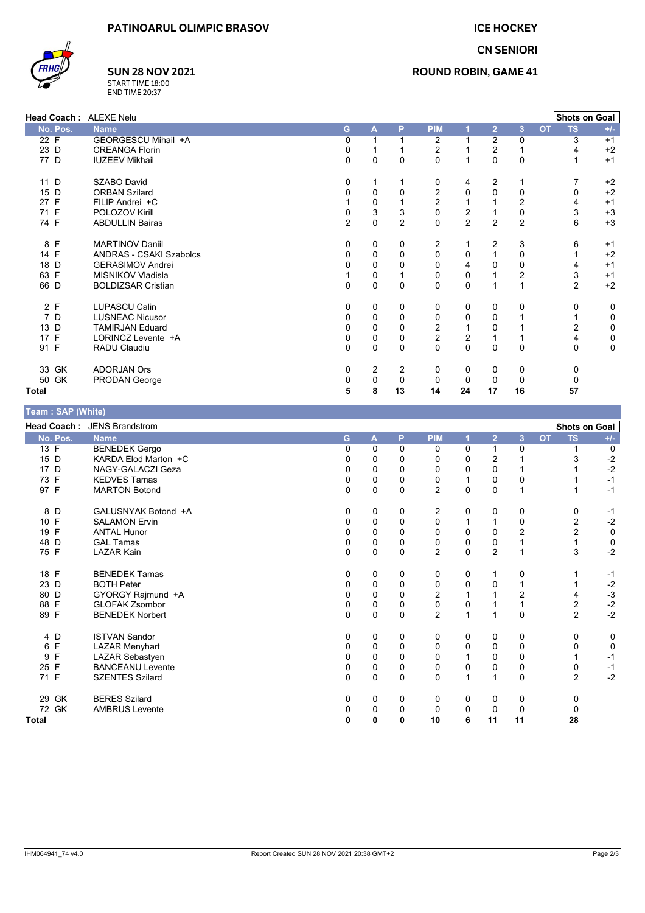PATINOARUL OLIMPIC BRASOV

**SUN 28 NOV 2021**
START TIME 18:00
END TIME 20:37

ICE HOCKEY

CN SENIORI

ROUND ROBIN, GAME 41

**Head Coach :** ALEXE Nelu

| No. | Pos. | Name | G | A | P | PIM | 1 | 2 | 3 | OT | TS | +/- |
|---|---|---|---|---|---|---|---|---|---|---|---|---|
| 22 | F | GEORGESCU Mihail +A | 0 | 1 | 1 | 2 | 1 | 2 | 0 | | 3 | +1 |
| 23 | D | CREANGA Florin | 0 | 1 | 1 | 2 | 1 | 2 | 1 | | 4 | +2 |
| 77 | D | IUZEEV Mikhail | 0 | 0 | 0 | 0 | 1 | 0 | 0 | | 1 | +1 |
| 11 | D | SZABO David | 0 | 1 | 1 | 0 | 4 | 2 | 1 | | 7 | +2 |
| 15 | D | ORBAN Szilard | 0 | 0 | 0 | 2 | 0 | 0 | 0 | | 0 | +2 |
| 27 | F | FILIP Andrei +C | 1 | 0 | 1 | 2 | 1 | 1 | 2 | | 4 | +1 |
| 71 | F | POLOZOV Kirill | 0 | 3 | 3 | 0 | 2 | 1 | 0 | | 3 | +3 |
| 74 | F | ABDULLIN Bairas | 2 | 0 | 2 | 0 | 2 | 2 | 2 | | 6 | +3 |
| 8 | F | MARTINOV Daniil | 0 | 0 | 0 | 2 | 1 | 2 | 3 | | 6 | +1 |
| 14 | F | ANDRAS - CSAKI Szabolcs | 0 | 0 | 0 | 0 | 0 | 1 | 0 | | 1 | +2 |
| 18 | D | GERASIMOV Andrei | 0 | 0 | 0 | 0 | 4 | 0 | 0 | | 4 | +1 |
| 63 | F | MISNIKOV Vladisla | 1 | 0 | 1 | 0 | 0 | 1 | 2 | | 3 | +1 |
| 66 | D | BOLDIZSAR Cristian | 0 | 0 | 0 | 0 | 0 | 1 | 1 | | 2 | +2 |
| 2 | F | LUPASCU Calin | 0 | 0 | 0 | 0 | 0 | 0 | 0 | | 0 | 0 |
| 7 | D | LUSNEAC Nicusor | 0 | 0 | 0 | 0 | 0 | 0 | 1 | | 1 | 0 |
| 13 | D | TAMIRJAN Eduard | 0 | 0 | 0 | 2 | 1 | 0 | 1 | | 2 | 0 |
| 17 | F | LORINCZ Levente +A | 0 | 0 | 0 | 2 | 2 | 1 | 1 | | 4 | 0 |
| 91 | F | RADU Claudiu | 0 | 0 | 0 | 0 | 0 | 0 | 0 | | 0 | 0 |
| 33 | GK | ADORJAN Ors | 0 | 2 | 2 | 0 | 0 | 0 | 0 | | 0 | |
| 50 | GK | PRODAN George | 0 | 0 | 0 | 0 | 0 | 0 | 0 | | 0 | |
| **Total** | | | **5** | **8** | **13** | **14** | **24** | **17** | **16** | | **57** | |

## Team : SAP (White)

**Head Coach :** JENS Brandstrom

| No. | Pos. | Name | G | A | P | PIM | 1 | 2 | 3 | OT | TS | +/- |
|---|---|---|---|---|---|---|---|---|---|---|---|---|
| 13 | F | BENEDEK Gergo | 0 | 0 | 0 | 0 | 0 | 1 | 0 | | 1 | 0 |
| 15 | D | KARDA Elod Marton +C | 0 | 0 | 0 | 0 | 0 | 2 | 1 | | 3 | -2 |
| 17 | D | NAGY-GALACZI Geza | 0 | 0 | 0 | 0 | 0 | 0 | 1 | | 1 | -2 |
| 73 | F | KEDVES Tamas | 0 | 0 | 0 | 0 | 1 | 0 | 0 | | 1 | -1 |
| 97 | F | MARTON Botond | 0 | 0 | 0 | 2 | 0 | 0 | 1 | | 1 | -1 |
| 8 | D | GALUSNYAK Botond +A | 0 | 0 | 0 | 2 | 0 | 0 | 0 | | 0 | -1 |
| 10 | F | SALAMON Ervin | 0 | 0 | 0 | 0 | 1 | 1 | 0 | | 2 | -2 |
| 19 | F | ANTAL Hunor | 0 | 0 | 0 | 0 | 0 | 0 | 2 | | 2 | 0 |
| 48 | D | GAL Tamas | 0 | 0 | 0 | 0 | 0 | 0 | 1 | | 1 | 0 |
| 75 | F | LAZAR Kain | 0 | 0 | 0 | 2 | 0 | 2 | 1 | | 3 | -2 |
| 18 | F | BENEDEK Tamas | 0 | 0 | 0 | 0 | 0 | 1 | 0 | | 1 | -1 |
| 23 | D | BOTH Peter | 0 | 0 | 0 | 0 | 0 | 0 | 1 | | 1 | -2 |
| 80 | D | GYORGY Rajmund +A | 0 | 0 | 0 | 2 | 1 | 1 | 2 | | 4 | -3 |
| 88 | F | GLOFAK Zsombor | 0 | 0 | 0 | 0 | 0 | 1 | 1 | | 2 | -2 |
| 89 | F | BENEDEK Norbert | 0 | 0 | 0 | 2 | 1 | 1 | 0 | | 2 | -2 |
| 4 | D | ISTVAN Sandor | 0 | 0 | 0 | 0 | 0 | 0 | 0 | | 0 | 0 |
| 6 | F | LAZAR Menyhart | 0 | 0 | 0 | 0 | 0 | 0 | 0 | | 0 | 0 |
| 9 | F | LAZAR Sebastyen | 0 | 0 | 0 | 0 | 1 | 0 | 0 | | 1 | -1 |
| 25 | F | BANCEANU Levente | 0 | 0 | 0 | 0 | 0 | 0 | 0 | | 0 | -1 |
| 71 | F | SZENTES Szilard | 0 | 0 | 0 | 0 | 1 | 1 | 0 | | 2 | -2 |
| 29 | GK | BERES Szilard | 0 | 0 | 0 | 0 | 0 | 0 | 0 | | 0 | |
| 72 | GK | AMBRUS Levente | 0 | 0 | 0 | 0 | 0 | 0 | 0 | | 0 | |
| **Total** | | | **0** | **0** | **0** | **10** | **6** | **11** | **11** | | **28** | |

IHM064941_74 v4.0 Report Created SUN 28 NOV 2021 20:38 GMT+2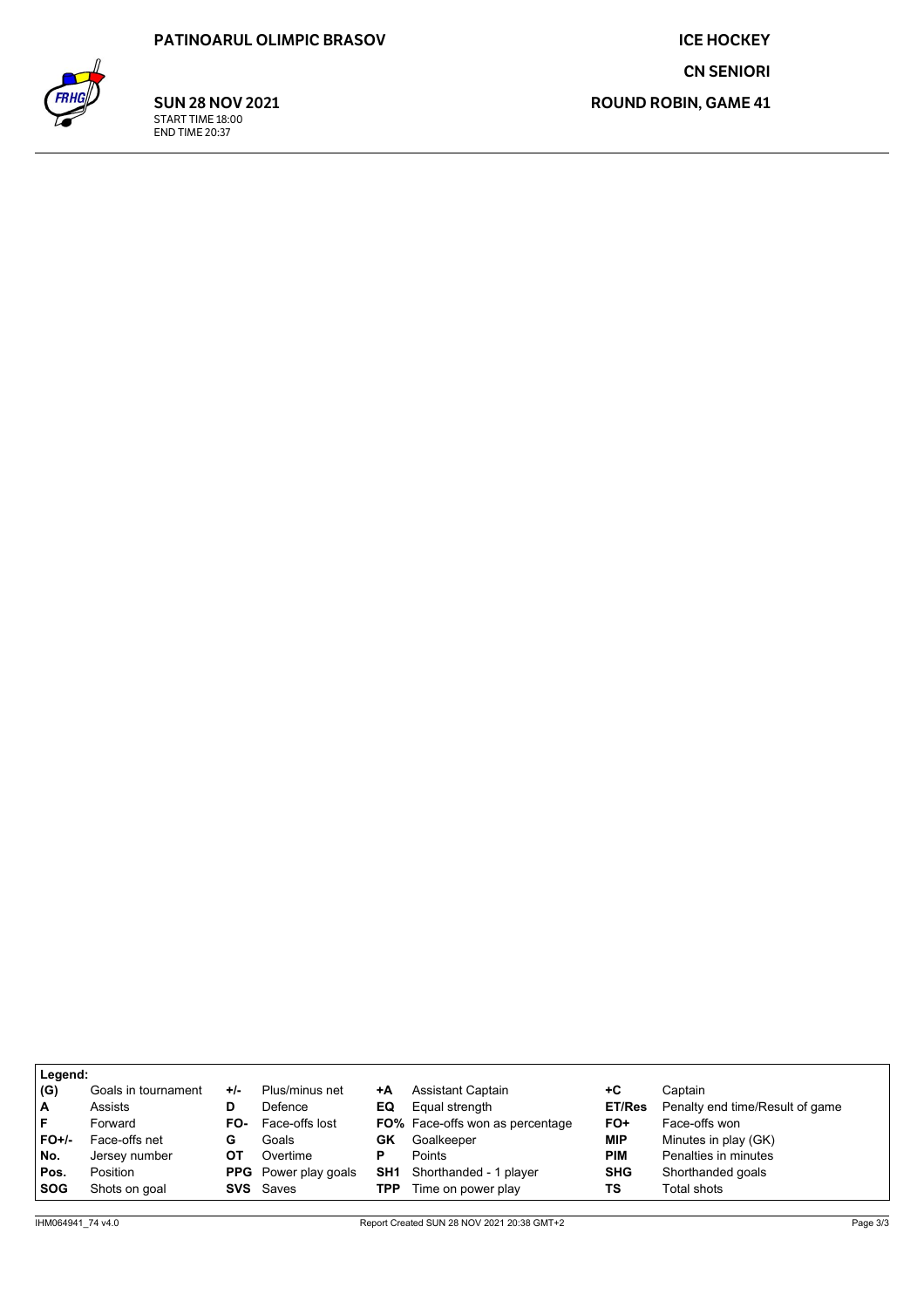PATINOARUL OLIMPIC BRASOV

ICE HOCKEY

CN SENIORI

SUN 28 NOV 2021
START TIME 18:00
END TIME 20:37

ROUND ROBIN, GAME 41

**Legend:**

| | | | | | | | |
|---|---|---|---|---|---|---|---|
| **(G)** | Goals in tournament | **+/-** | Plus/minus net | **+A** | Assistant Captain | **+C** | Captain |
| **A** | Assists | **D** | Defence | **EQ** | Equal strength | **ET/Res** | Penalty end time/Result of game |
| **F** | Forward | **FO-** | Face-offs lost | **FO%** | Face-offs won as percentage | **FO+** | Face-offs won |
| **FO+/-** | Face-offs net | **G** | Goals | **GK** | Goalkeeper | **MIP** | Minutes in play (GK) |
| **No.** | Jersey number | **OT** | Overtime | **P** | Points | **PIM** | Penalties in minutes |
| **Pos.** | Position | **PPG** | Power play goals | **SH1** | Shorthanded - 1 player | **SHG** | Shorthanded goals |
| **SOG** | Shots on goal | **SVS** | Saves | **TPP** | Time on power play | **TS** | Total shots |

IHM064941_74 v4.0 Report Created SUN 28 NOV 2021 20:38 GMT+2